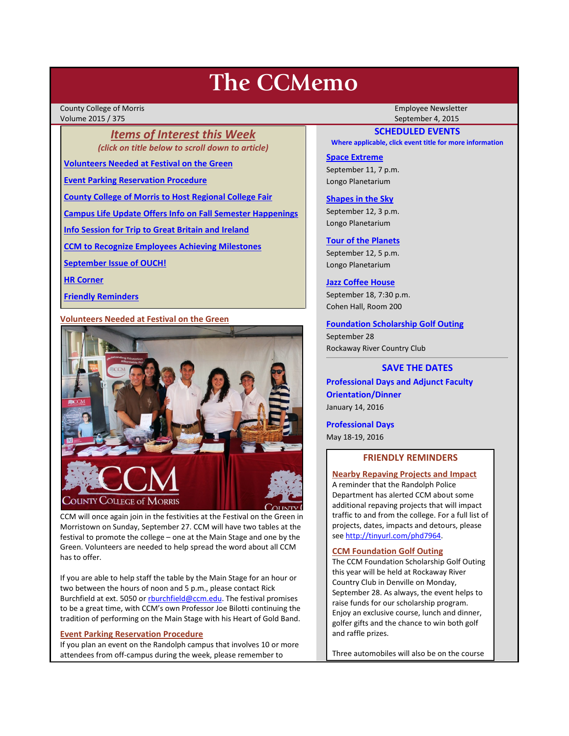# The CCMemo

County College of Morris
Volume 2015 / 375

Employee Newsletter
September 4, 2015

## *Items of Interest this Week*

*(click on title below to scroll down to article)*

- Volunteers Needed at Festival on the Green
- Event Parking Reservation Procedure
- County College of Morris to Host Regional College Fair
- Campus Life Update Offers Info on Fall Semester Happenings
- Info Session for Trip to Great Britain and Ireland
- CCM to Recognize Employees Achieving Milestones
- September Issue of OUCH!
- HR Corner
- Friendly Reminders

### Volunteers Needed at Festival on the Green

CCM will once again join in the festivities at the Festival on the Green in Morristown on Sunday, September 27. CCM will have two tables at the festival to promote the college – one at the Main Stage and one by the Green. Volunteers are needed to help spread the word about all CCM has to offer.

If you are able to help staff the table by the Main Stage for an hour or two between the hours of noon and 5 p.m., please contact Rick Burchfield at ext. 5050 or rburchfield@ccm.edu. The festival promises to be a great time, with CCM's own Professor Joe Bilotti continuing the tradition of performing on the Main Stage with his Heart of Gold Band.

### Event Parking Reservation Procedure

If you plan an event on the Randolph campus that involves 10 or more attendees from off-campus during the week, please remember to

## SCHEDULED EVENTS

**Where applicable, click event title for more information**

**Space Extreme**
September 11, 7 p.m.
Longo Planetarium

**Shapes in the Sky**
September 12, 3 p.m.
Longo Planetarium

**Tour of the Planets**
September 12, 5 p.m.
Longo Planetarium

**Jazz Coffee House**
September 18, 7:30 p.m.
Cohen Hall, Room 200

**Foundation Scholarship Golf Outing**
September 28
Rockaway River Country Club

## SAVE THE DATES

**Professional Days and Adjunct Faculty Orientation/Dinner**
January 14, 2016

**Professional Days**
May 18-19, 2016

## FRIENDLY REMINDERS

### Nearby Repaving Projects and Impact

A reminder that the Randolph Police Department has alerted CCM about some additional repaving projects that will impact traffic to and from the college. For a full list of projects, dates, impacts and detours, please see http://tinyurl.com/phd7964.

### CCM Foundation Golf Outing

The CCM Foundation Scholarship Golf Outing this year will be held at Rockaway River Country Club in Denville on Monday, September 28. As always, the event helps to raise funds for our scholarship program. Enjoy an exclusive course, lunch and dinner, golfer gifts and the chance to win both golf and raffle prizes.

Three automobiles will also be on the course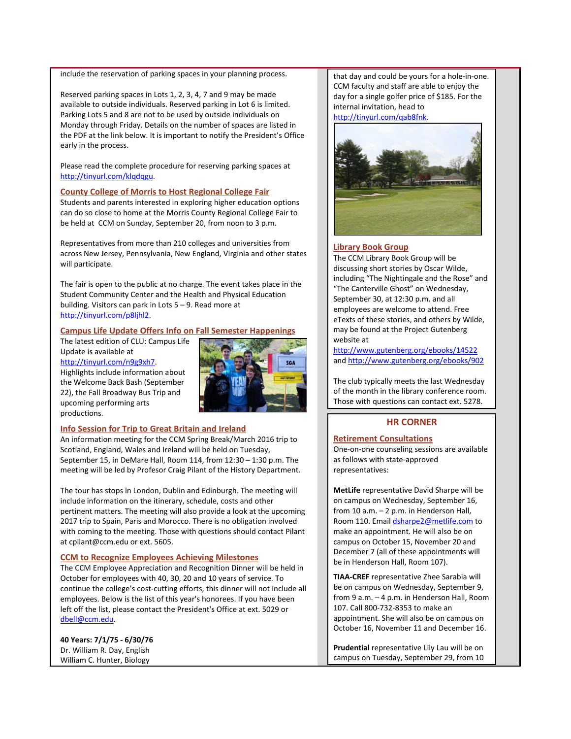include the reservation of parking spaces in your planning process.

Reserved parking spaces in Lots 1, 2, 3, 4, 7 and 9 may be made available to outside individuals. Reserved parking in Lot 6 is limited. Parking Lots 5 and 8 are not to be used by outside individuals on Monday through Friday. Details on the number of spaces are listed in the PDF at the link below. It is important to notify the President's Office early in the process.

Please read the complete procedure for reserving parking spaces at http://tinyurl.com/klqdqgu.

## County College of Morris to Host Regional College Fair

Students and parents interested in exploring higher education options can do so close to home at the Morris County Regional College Fair to be held at CCM on Sunday, September 20, from noon to 3 p.m.

Representatives from more than 210 colleges and universities from across New Jersey, Pennsylvania, New England, Virginia and other states will participate.

The fair is open to the public at no charge. The event takes place in the Student Community Center and the Health and Physical Education building. Visitors can park in Lots 5 – 9. Read more at http://tinyurl.com/p8ljhl2.

## Campus Life Update Offers Info on Fall Semester Happenings

The latest edition of CLU: Campus Life Update is available at http://tinyurl.com/n9g9xh7. Highlights include information about the Welcome Back Bash (September 22), the Fall Broadway Bus Trip and upcoming performing arts productions.

## Info Session for Trip to Great Britain and Ireland

An information meeting for the CCM Spring Break/March 2016 trip to Scotland, England, Wales and Ireland will be held on Tuesday, September 15, in DeMare Hall, Room 114, from 12:30 – 1:30 p.m. The meeting will be led by Profesor Craig Pilant of the History Department.

The tour has stops in London, Dublin and Edinburgh. The meeting will include information on the itinerary, schedule, costs and other pertinent matters. The meeting will also provide a look at the upcoming 2017 trip to Spain, Paris and Morocco. There is no obligation involved with coming to the meeting. Those with questions should contact Pilant at cpilant@ccm.edu or ext. 5605.

## CCM to Recognize Employees Achieving Milestones

The CCM Employee Appreciation and Recognition Dinner will be held in October for employees with 40, 30, 20 and 10 years of service. To continue the college's cost-cutting efforts, this dinner will not include all employees. Below is the list of this year's honorees. If you have been left off the list, please contact the President's Office at ext. 5029 or dbell@ccm.edu.

**40 Years: 7/1/75 - 6/30/76**
Dr. William R. Day, English
William C. Hunter, Biology

that day and could be yours for a hole-in-one. CCM faculty and staff are able to enjoy the day for a single golfer price of $185. For the internal invitation, head to http://tinyurl.com/qab8fnk.

## Library Book Group

The CCM Library Book Group will be discussing short stories by Oscar Wilde, including "The Nightingale and the Rose" and "The Canterville Ghost" on Wednesday, September 30, at 12:30 p.m. and all employees are welcome to attend. Free eTexts of these stories, and others by Wilde, may be found at the Project Gutenberg website at http://www.gutenberg.org/ebooks/14522 and http://www.gutenberg.org/ebooks/902

The club typically meets the last Wednesday of the month in the library conference room. Those with questions can contact ext. 5278.

# HR CORNER

## Retirement Consultations

One-on-one counseling sessions are available as follows with state-approved representatives:

**MetLife** representative David Sharpe will be on campus on Wednesday, September 16, from 10 a.m. – 2 p.m. in Henderson Hall, Room 110. Email dsharpe2@metlife.com to make an appointment. He will also be on campus on October 15, November 20 and December 7 (all of these appointments will be in Henderson Hall, Room 107).

**TIAA-CREF** representative Zhee Sarabia will be on campus on Wednesday, September 9, from 9 a.m. – 4 p.m. in Henderson Hall, Room 107. Call 800-732-8353 to make an appointment. She will also be on campus on October 16, November 11 and December 16.

**Prudential** representative Lily Lau will be on campus on Tuesday, September 29, from 10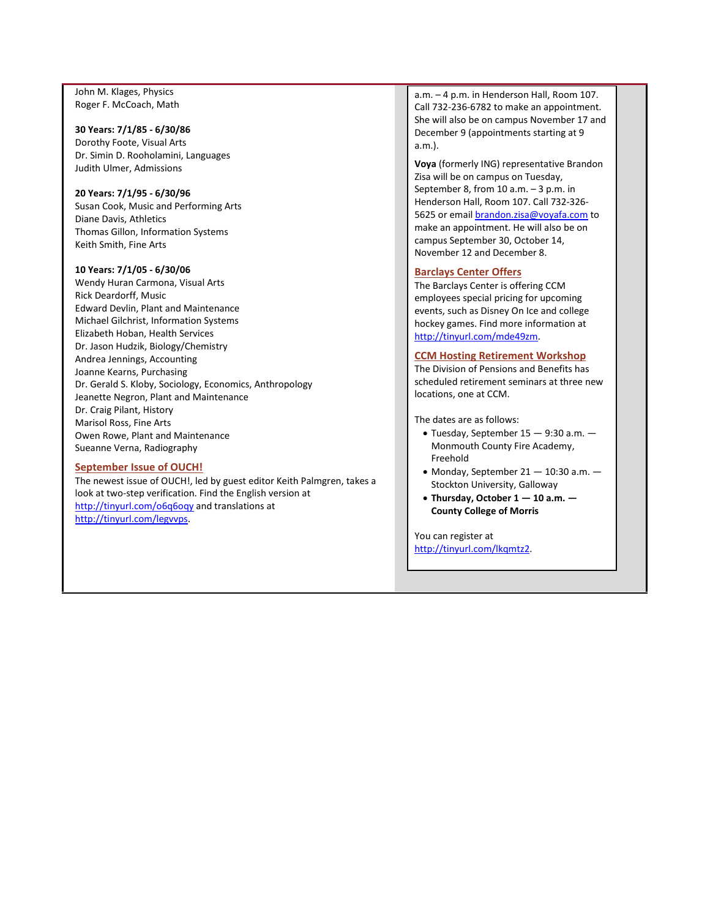John M. Klages, Physics
Roger F. McCoach, Math

**30 Years: 7/1/85 - 6/30/86**
Dorothy Foote, Visual Arts
Dr. Simin D. Rooholamini, Languages
Judith Ulmer, Admissions

**20 Years: 7/1/95 - 6/30/96**
Susan Cook, Music and Performing Arts
Diane Davis, Athletics
Thomas Gillon, Information Systems
Keith Smith, Fine Arts

**10 Years: 7/1/05 - 6/30/06**
Wendy Huran Carmona, Visual Arts
Rick Deardorff, Music
Edward Devlin, Plant and Maintenance
Michael Gilchrist, Information Systems
Elizabeth Hoban, Health Services
Dr. Jason Hudzik, Biology/Chemistry
Andrea Jennings, Accounting
Joanne Kearns, Purchasing
Dr. Gerald S. Kloby, Sociology, Economics, Anthropology
Jeanette Negron, Plant and Maintenance
Dr. Craig Pilant, History
Marisol Ross, Fine Arts
Owen Rowe, Plant and Maintenance
Sueanne Verna, Radiography

## September Issue of OUCH!

The newest issue of OUCH!, led by guest editor Keith Palmgren, takes a look at two-step verification. Find the English version at http://tinyurl.com/o6q6oqy and translations at http://tinyurl.com/legvvps.

a.m. – 4 p.m. in Henderson Hall, Room 107. Call 732-236-6782 to make an appointment. She will also be on campus November 17 and December 9 (appointments starting at 9 a.m.).

**Voya** (formerly ING) representative Brandon Zisa will be on campus on Tuesday, September 8, from 10 a.m. – 3 p.m. in Henderson Hall, Room 107. Call 732-326-5625 or email brandon.zisa@voyafa.com to make an appointment. He will also be on campus September 30, October 14, November 12 and December 8.

## Barclays Center Offers

The Barclays Center is offering CCM employees special pricing for upcoming events, such as Disney On Ice and college hockey games. Find more information at http://tinyurl.com/mde49zm.

## CCM Hosting Retirement Workshop

The Division of Pensions and Benefits has scheduled retirement seminars at three new locations, one at CCM.

The dates are as follows:

- Tuesday, September 15 — 9:30 a.m. — Monmouth County Fire Academy, Freehold
- Monday, September 21 — 10:30 a.m. — Stockton University, Galloway
- **Thursday, October 1 — 10 a.m. — County College of Morris**

You can register at http://tinyurl.com/lkqmtz2.